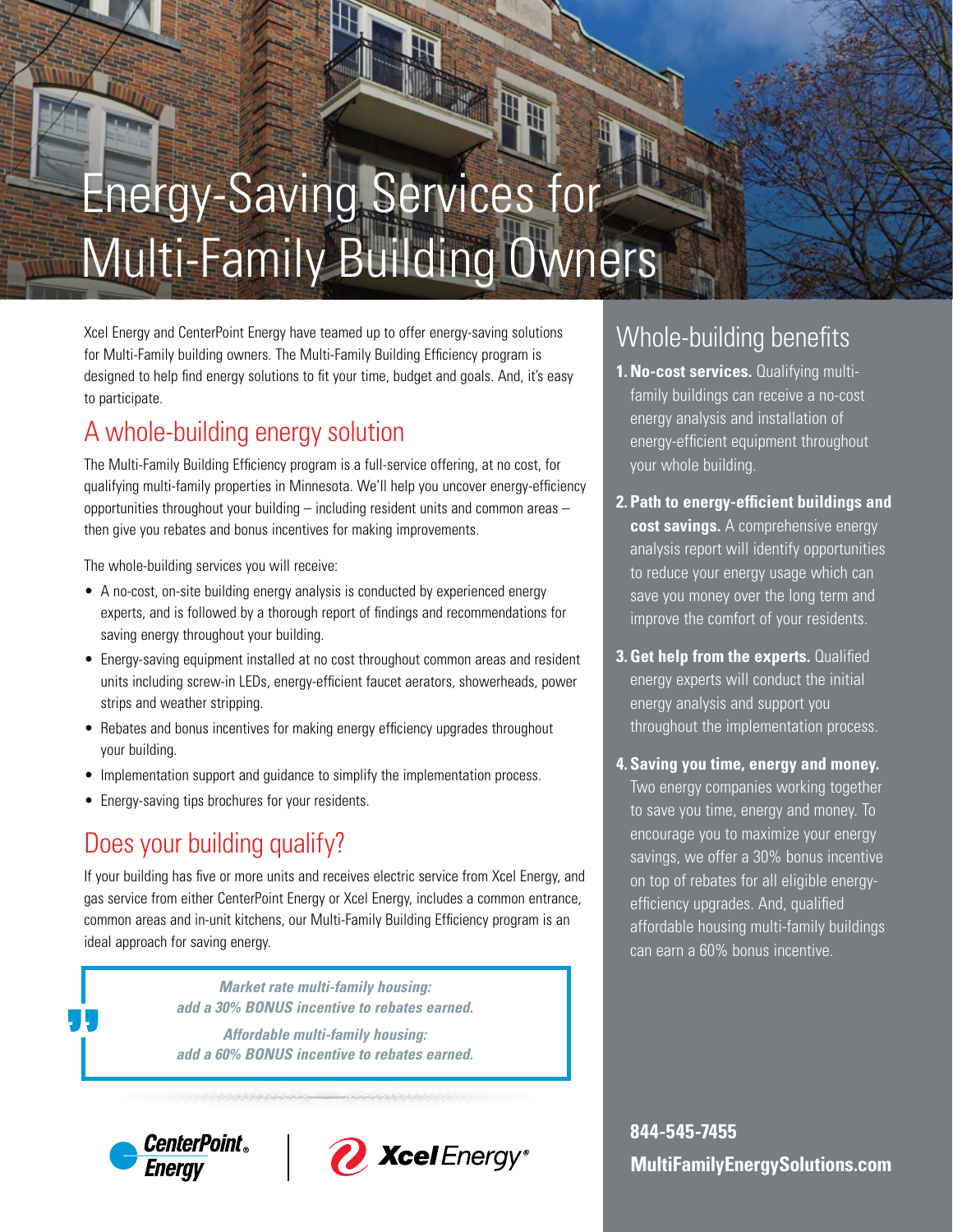# Energy-Saving Services for Multi-Family Building Owners

Xcel Energy and CenterPoint Energy have teamed up to offer energy-saving solutions for Multi-Family building owners. The Multi-Family Building Efficiency program is designed to help find energy solutions to fit your time, budget and goals. And, it's easy to participate.

## A whole-building energy solution

The Multi-Family Building Efficiency program is a full-service offering, at no cost, for qualifying multi-family properties in Minnesota. We'll help you uncover energy-efficiency opportunities throughout your building – including resident units and common areas – then give you rebates and bonus incentives for making improvements.

The whole-building services you will receive:

- A no-cost, on-site building energy analysis is conducted by experienced energy experts, and is followed by a thorough report of findings and recommendations for saving energy throughout your building.
- Energy-saving equipment installed at no cost throughout common areas and resident units including screw-in LEDs, energy-efficient faucet aerators, showerheads, power strips and weather stripping.
- Rebates and bonus incentives for making energy efficiency upgrades throughout your building.
- Implementation support and guidance to simplify the implementation process.
- Energy-saving tips brochures for your residents.

## Does your building qualify?

If your building has five or more units and receives electric service from Xcel Energy, and gas service from either CenterPoint Energy or Xcel Energy, includes a common entrance, common areas and in-unit kitchens, our Multi-Family Building Efficiency program is an ideal approach for saving energy.

> ***Market rate multi-family housing:***
> ***add a 30% BONUS incentive to rebates earned.***
>
> ***Affordable multi-family housing:***
> ***add a 60% BONUS incentive to rebates earned.***

CenterPoint Energy | Xcel Energy

## Whole-building benefits

1. **No-cost services.** Qualifying multi-family buildings can receive a no-cost energy analysis and installation of energy-efficient equipment throughout your whole building.
2. **Path to energy-efficient buildings and cost savings.** A comprehensive energy analysis report will identify opportunities to reduce your energy usage which can save you money over the long term and improve the comfort of your residents.
3. **Get help from the experts.** Qualified energy experts will conduct the initial energy analysis and support you throughout the implementation process.
4. **Saving you time, energy and money.** Two energy companies working together to save you time, energy and money. To encourage you to maximize your energy savings, we offer a 30% bonus incentive on top of rebates for all eligible energy-efficiency upgrades. And, qualified affordable housing multi-family buildings can earn a 60% bonus incentive.

**844-545-7455**
**MultiFamilyEnergySolutions.com**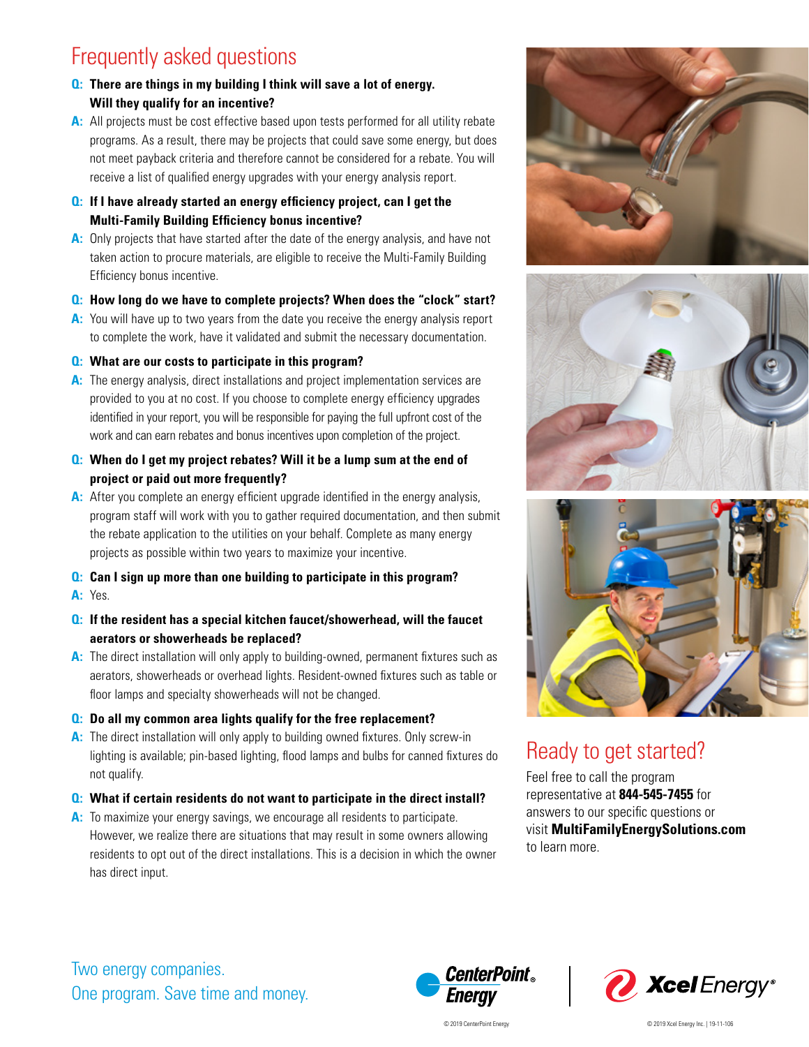## Frequently asked questions

**Q: There are things in my building I think will save a lot of energy. Will they qualify for an incentive?**

**A:** All projects must be cost effective based upon tests performed for all utility rebate programs. As a result, there may be projects that could save some energy, but does not meet payback criteria and therefore cannot be considered for a rebate. You will receive a list of qualified energy upgrades with your energy analysis report.

**Q: If I have already started an energy efficiency project, can I get the Multi-Family Building Efficiency bonus incentive?**

**A:** Only projects that have started after the date of the energy analysis, and have not taken action to procure materials, are eligible to receive the Multi-Family Building Efficiency bonus incentive.

**Q: How long do we have to complete projects? When does the "clock" start?**

**A:** You will have up to two years from the date you receive the energy analysis report to complete the work, have it validated and submit the necessary documentation.

**Q: What are our costs to participate in this program?**

**A:** The energy analysis, direct installations and project implementation services are provided to you at no cost. If you choose to complete energy efficiency upgrades identified in your report, you will be responsible for paying the full upfront cost of the work and can earn rebates and bonus incentives upon completion of the project.

**Q: When do I get my project rebates? Will it be a lump sum at the end of project or paid out more frequently?**

**A:** After you complete an energy efficient upgrade identified in the energy analysis, program staff will work with you to gather required documentation, and then submit the rebate application to the utilities on your behalf. Complete as many energy projects as possible within two years to maximize your incentive.

**Q: Can I sign up more than one building to participate in this program?**

**A:** Yes.

**Q: If the resident has a special kitchen faucet/showerhead, will the faucet aerators or showerheads be replaced?**

**A:** The direct installation will only apply to building-owned, permanent fixtures such as aerators, showerheads or overhead lights. Resident-owned fixtures such as table or floor lamps and specialty showerheads will not be changed.

**Q: Do all my common area lights qualify for the free replacement?**

**A:** The direct installation will only apply to building owned fixtures. Only screw-in lighting is available; pin-based lighting, flood lamps and bulbs for canned fixtures do not qualify.

**Q: What if certain residents do not want to participate in the direct install?**

**A:** To maximize your energy savings, we encourage all residents to participate. However, we realize there are situations that may result in some owners allowing residents to opt out of the direct installations. This is a decision in which the owner has direct input.

## Ready to get started?

Feel free to call the program representative at **844-545-7455** for answers to our specific questions or visit **MultiFamilyEnergySolutions.com** to learn more.

Two energy companies.
One program. Save time and money.

CenterPoint Energy | Xcel Energy

© 2019 CenterPoint Energy

© 2019 Xcel Energy Inc. | 19-11-106